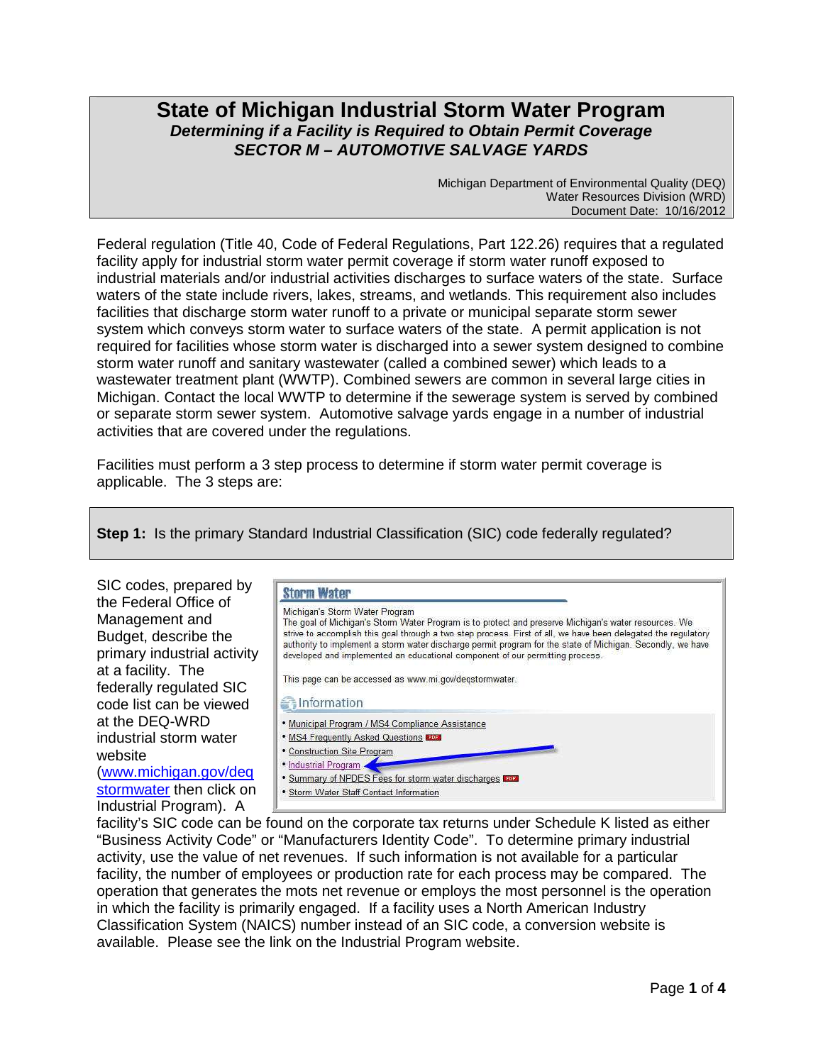# State of Michigan Industrial Storm Water Program

## *Determining if a Facility is Required to Obtain Permit Coverage*

## *SECTOR M – AUTOMOTIVE SALVAGE YARDS*

Michigan Department of Environmental Quality (DEQ)
Water Resources Division (WRD)
Document Date: 10/16/2012

Federal regulation (Title 40, Code of Federal Regulations, Part 122.26) requires that a regulated facility apply for industrial storm water permit coverage if storm water runoff exposed to industrial materials and/or industrial activities discharges to surface waters of the state. Surface waters of the state include rivers, lakes, streams, and wetlands. This requirement also includes facilities that discharge storm water runoff to a private or municipal separate storm sewer system which conveys storm water to surface waters of the state. A permit application is not required for facilities whose storm water is discharged into a sewer system designed to combine storm water runoff and sanitary wastewater (called a combined sewer) which leads to a wastewater treatment plant (WWTP). Combined sewers are common in several large cities in Michigan. Contact the local WWTP to determine if the sewerage system is served by combined or separate storm sewer system. Automotive salvage yards engage in a number of industrial activities that are covered under the regulations.

Facilities must perform a 3 step process to determine if storm water permit coverage is applicable. The 3 steps are:

**Step 1:** Is the primary Standard Industrial Classification (SIC) code federally regulated?

SIC codes, prepared by the Federal Office of Management and Budget, describe the primary industrial activity at a facility. The federally regulated SIC code list can be viewed at the DEQ-WRD industrial storm water website (www.michigan.gov/deqstormwater then click on Industrial Program). A facility's SIC code can be found on the corporate tax returns under Schedule K listed as either "Business Activity Code" or "Manufacturers Identity Code". To determine primary industrial activity, use the value of net revenues. If such information is not available for a particular facility, the number of employees or production rate for each process may be compared. The operation that generates the mots net revenue or employs the most personnel is the operation in which the facility is primarily engaged. If a facility uses a North American Industry Classification System (NAICS) number instead of an SIC code, a conversion website is available. Please see the link on the Industrial Program website.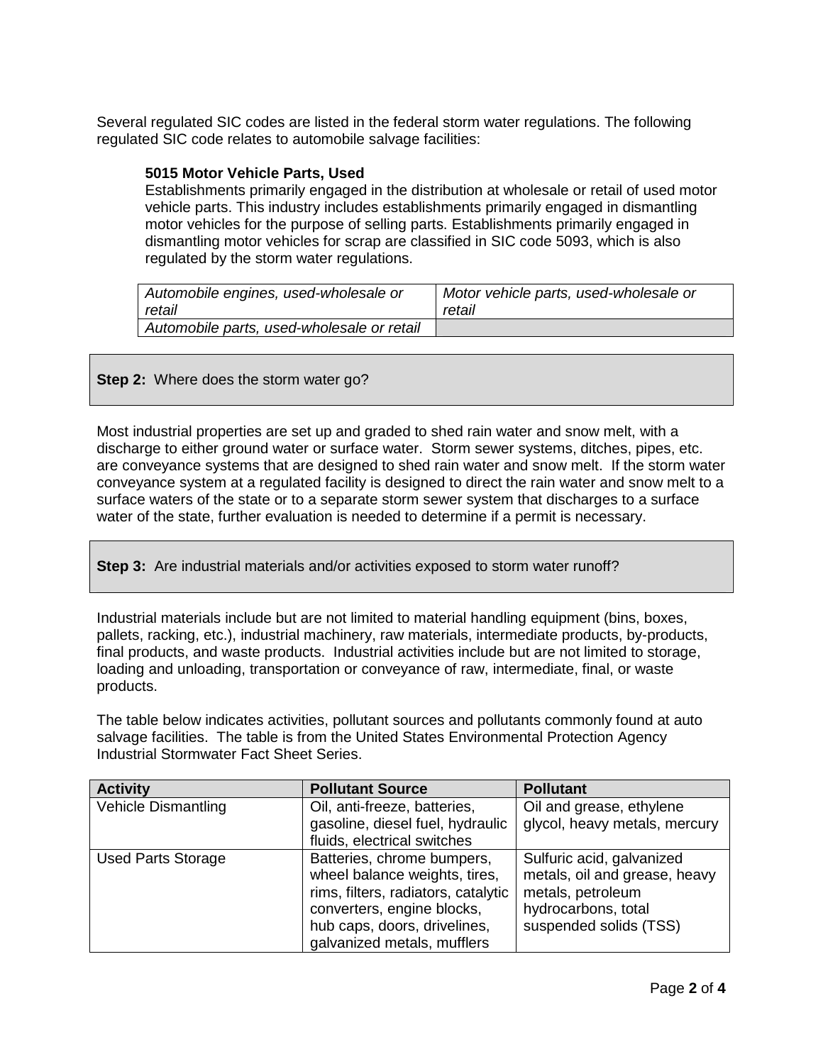Several regulated SIC codes are listed in the federal storm water regulations. The following regulated SIC code relates to automobile salvage facilities:

**5015 Motor Vehicle Parts, Used**

Establishments primarily engaged in the distribution at wholesale or retail of used motor vehicle parts. This industry includes establishments primarily engaged in dismantling motor vehicles for the purpose of selling parts. Establishments primarily engaged in dismantling motor vehicles for scrap are classified in SIC code 5093, which is also regulated by the storm water regulations.

| | |
|---|---|
| *Automobile engines, used-wholesale or retail* | *Motor vehicle parts, used-wholesale or retail* |
| *Automobile parts, used-wholesale or retail* | |

**Step 2:** Where does the storm water go?

Most industrial properties are set up and graded to shed rain water and snow melt, with a discharge to either ground water or surface water. Storm sewer systems, ditches, pipes, etc. are conveyance systems that are designed to shed rain water and snow melt. If the storm water conveyance system at a regulated facility is designed to direct the rain water and snow melt to a surface waters of the state or to a separate storm sewer system that discharges to a surface water of the state, further evaluation is needed to determine if a permit is necessary.

**Step 3:** Are industrial materials and/or activities exposed to storm water runoff?

Industrial materials include but are not limited to material handling equipment (bins, boxes, pallets, racking, etc.), industrial machinery, raw materials, intermediate products, by-products, final products, and waste products. Industrial activities include but are not limited to storage, loading and unloading, transportation or conveyance of raw, intermediate, final, or waste products.

The table below indicates activities, pollutant sources and pollutants commonly found at auto salvage facilities. The table is from the United States Environmental Protection Agency Industrial Stormwater Fact Sheet Series.

| Activity | Pollutant Source | Pollutant |
|---|---|---|
| Vehicle Dismantling | Oil, anti-freeze, batteries, gasoline, diesel fuel, hydraulic fluids, electrical switches | Oil and grease, ethylene glycol, heavy metals, mercury |
| Used Parts Storage | Batteries, chrome bumpers, wheel balance weights, tires, rims, filters, radiators, catalytic converters, engine blocks, hub caps, doors, drivelines, galvanized metals, mufflers | Sulfuric acid, galvanized metals, oil and grease, heavy metals, petroleum hydrocarbons, total suspended solids (TSS) |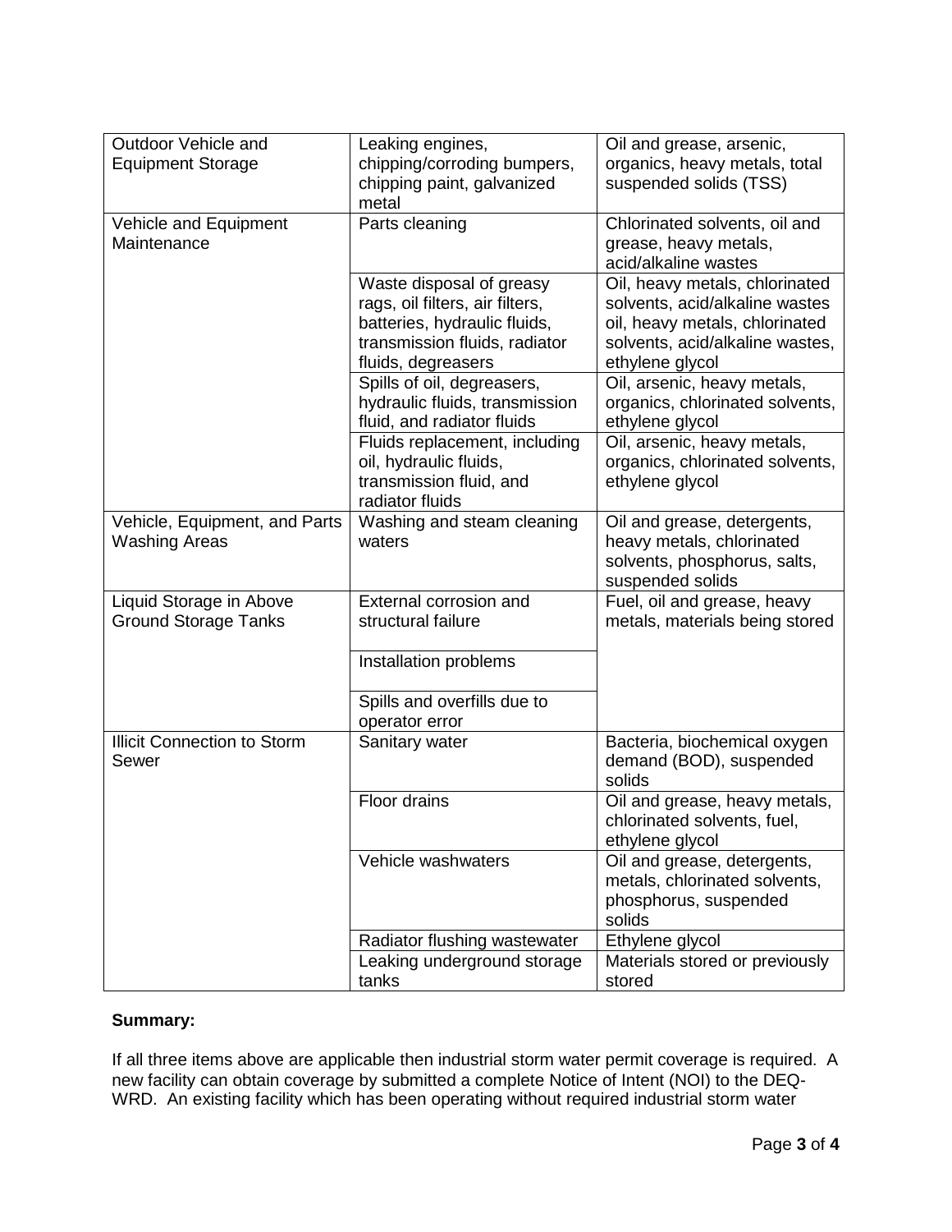| | | |
|---|---|---|
| Outdoor Vehicle and Equipment Storage | Leaking engines, chipping/corroding bumpers, chipping paint, galvanized metal | Oil and grease, arsenic, organics, heavy metals, total suspended solids (TSS) |
| Vehicle and Equipment Maintenance | Parts cleaning | Chlorinated solvents, oil and grease, heavy metals, acid/alkaline wastes |
| | Waste disposal of greasy rags, oil filters, air filters, batteries, hydraulic fluids, transmission fluids, radiator fluids, degreasers | Oil, heavy metals, chlorinated solvents, acid/alkaline wastes oil, heavy metals, chlorinated solvents, acid/alkaline wastes, ethylene glycol |
| | Spills of oil, degreasers, hydraulic fluids, transmission fluid, and radiator fluids | Oil, arsenic, heavy metals, organics, chlorinated solvents, ethylene glycol |
| | Fluids replacement, including oil, hydraulic fluids, transmission fluid, and radiator fluids | Oil, arsenic, heavy metals, organics, chlorinated solvents, ethylene glycol |
| Vehicle, Equipment, and Parts Washing Areas | Washing and steam cleaning waters | Oil and grease, detergents, heavy metals, chlorinated solvents, phosphorus, salts, suspended solids |
| Liquid Storage in Above Ground Storage Tanks | External corrosion and structural failure | Fuel, oil and grease, heavy metals, materials being stored |
| | Installation problems | |
| | Spills and overfills due to operator error | |
| Illicit Connection to Storm Sewer | Sanitary water | Bacteria, biochemical oxygen demand (BOD), suspended solids |
| | Floor drains | Oil and grease, heavy metals, chlorinated solvents, fuel, ethylene glycol |
| | Vehicle washwaters | Oil and grease, detergents, metals, chlorinated solvents, phosphorus, suspended solids |
| | Radiator flushing wastewater | Ethylene glycol |
| | Leaking underground storage tanks | Materials stored or previously stored |

**Summary:**

If all three items above are applicable then industrial storm water permit coverage is required. A new facility can obtain coverage by submitted a complete Notice of Intent (NOI) to the DEQ-WRD. An existing facility which has been operating without required industrial storm water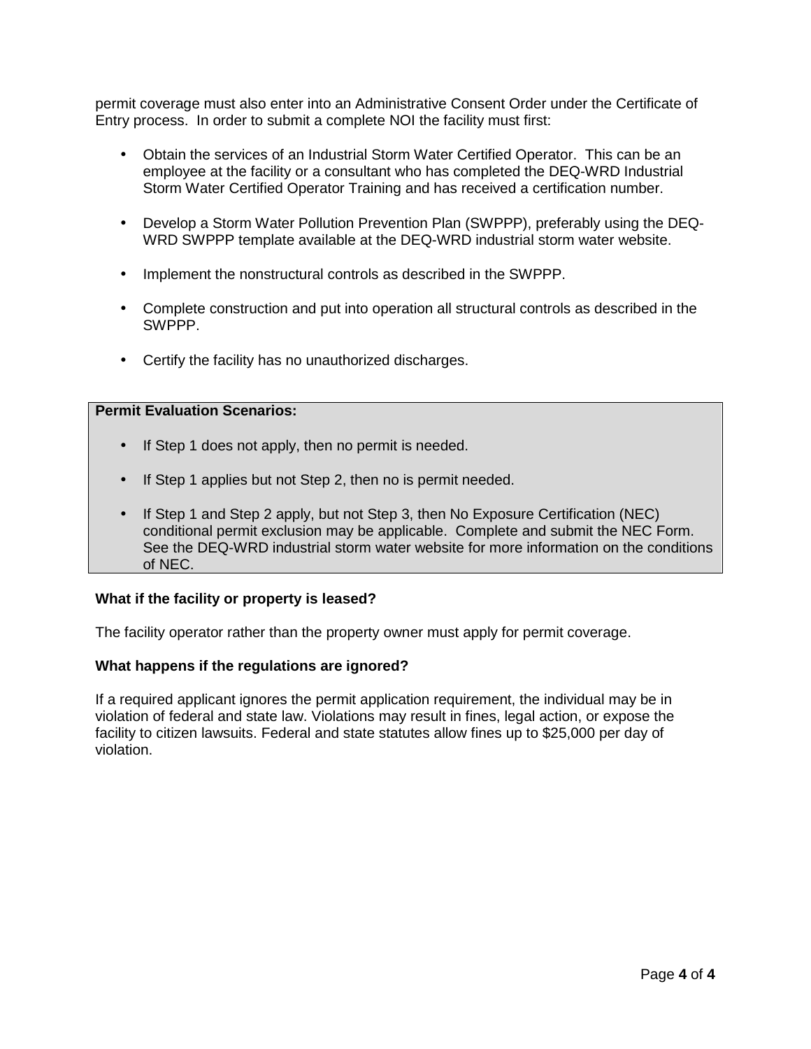permit coverage must also enter into an Administrative Consent Order under the Certificate of Entry process. In order to submit a complete NOI the facility must first:

- Obtain the services of an Industrial Storm Water Certified Operator. This can be an employee at the facility or a consultant who has completed the DEQ-WRD Industrial Storm Water Certified Operator Training and has received a certification number.
- Develop a Storm Water Pollution Prevention Plan (SWPPP), preferably using the DEQ-WRD SWPPP template available at the DEQ-WRD industrial storm water website.
- Implement the nonstructural controls as described in the SWPPP.
- Complete construction and put into operation all structural controls as described in the SWPPP.
- Certify the facility has no unauthorized discharges.

**Permit Evaluation Scenarios:**

- If Step 1 does not apply, then no permit is needed.
- If Step 1 applies but not Step 2, then no is permit needed.
- If Step 1 and Step 2 apply, but not Step 3, then No Exposure Certification (NEC) conditional permit exclusion may be applicable. Complete and submit the NEC Form. See the DEQ-WRD industrial storm water website for more information on the conditions of NEC.

**What if the facility or property is leased?**

The facility operator rather than the property owner must apply for permit coverage.

**What happens if the regulations are ignored?**

If a required applicant ignores the permit application requirement, the individual may be in violation of federal and state law. Violations may result in fines, legal action, or expose the facility to citizen lawsuits. Federal and state statutes allow fines up to $25,000 per day of violation.